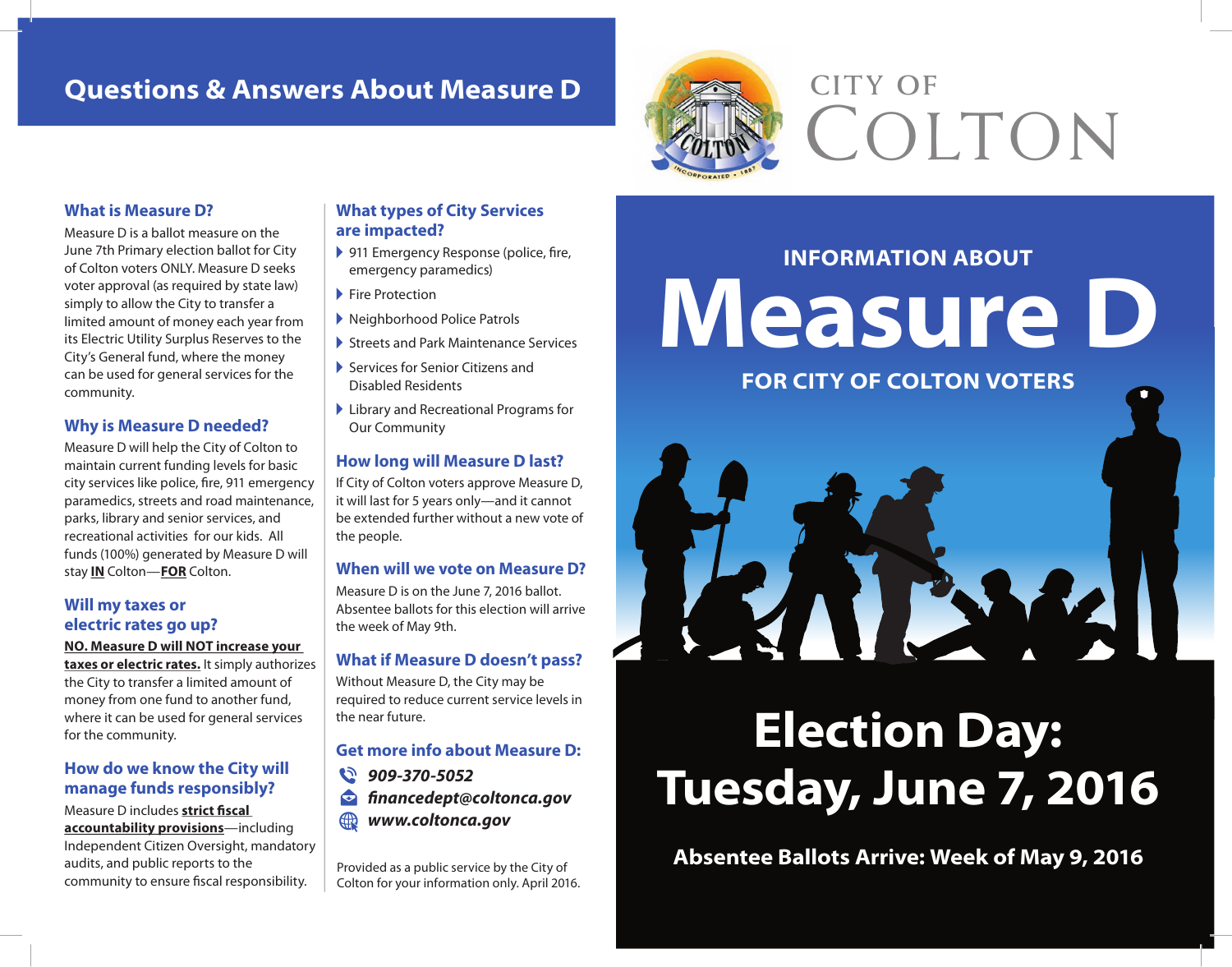# Questions & Answers About Measure D

CITY OF COLTON

### What is Measure D?

Measure D is a ballot measure on the June 7th Primary election ballot for City of Colton voters ONLY. Measure D seeks voter approval (as required by state law) simply to allow the City to transfer a limited amount of money each year from its Electric Utility Surplus Reserves to the City's General fund, where the money can be used for general services for the community.

### Why is Measure D needed?

Measure D will help the City of Colton to maintain current funding levels for basic city services like police, fire, 911 emergency paramedics, streets and road maintenance, parks, library and senior services, and recreational activities for our kids. All funds (100%) generated by Measure D will stay **IN** Colton—**FOR** Colton.

### Will my taxes or electric rates go up?

**NO. Measure D will NOT increase your taxes or electric rates.** It simply authorizes the City to transfer a limited amount of money from one fund to another fund, where it can be used for general services for the community.

### How do we know the City will manage funds responsibly?

Measure D includes **strict fiscal accountability provisions**—including Independent Citizen Oversight, mandatory audits, and public reports to the community to ensure fiscal responsibility.

### What types of City Services are impacted?

- 911 Emergency Response (police, fire, emergency paramedics)
- Fire Protection
- Neighborhood Police Patrols
- Streets and Park Maintenance Services
- Services for Senior Citizens and Disabled Residents
- Library and Recreational Programs for Our Community

### How long will Measure D last?

If City of Colton voters approve Measure D, it will last for 5 years only—and it cannot be extended further without a new vote of the people.

### When will we vote on Measure D?

Measure D is on the June 7, 2016 ballot. Absentee ballots for this election will arrive the week of May 9th.

### What if Measure D doesn't pass?

Without Measure D, the City may be required to reduce current service levels in the near future.

### Get more info about Measure D:

- ***909-370-5052***
- ***financedept@coltonca.gov***
- ***www.coltonca.gov***

Provided as a public service by the City of Colton for your information only. April 2016.

## INFORMATION ABOUT

# Measure D

## FOR CITY OF COLTON VOTERS

# Election Day: Tuesday, June 7, 2016

**Absentee Ballots Arrive: Week of May 9, 2016**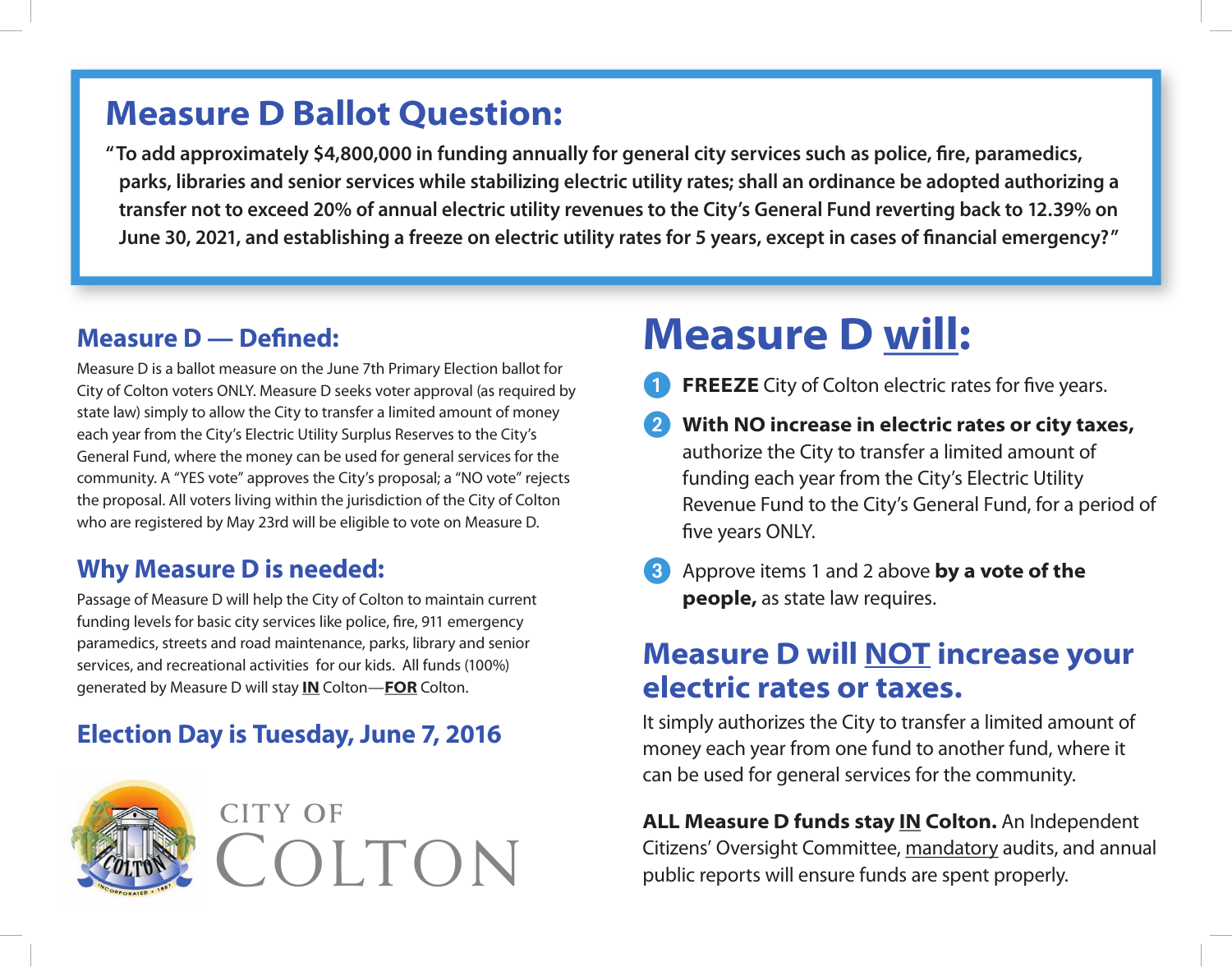## Measure D Ballot Question:

**"To add approximately $4,800,000 in funding annually for general city services such as police, fire, paramedics, parks, libraries and senior services while stabilizing electric utility rates; shall an ordinance be adopted authorizing a transfer not to exceed 20% of annual electric utility revenues to the City's General Fund reverting back to 12.39% on June 30, 2021, and establishing a freeze on electric utility rates for 5 years, except in cases of financial emergency?"**

### Measure D — Defined:

Measure D is a ballot measure on the June 7th Primary Election ballot for City of Colton voters ONLY. Measure D seeks voter approval (as required by state law) simply to allow the City to transfer a limited amount of money each year from the City's Electric Utility Surplus Reserves to the City's General Fund, where the money can be used for general services for the community. A "YES vote" approves the City's proposal; a "NO vote" rejects the proposal. All voters living within the jurisdiction of the City of Colton who are registered by May 23rd will be eligible to vote on Measure D.

### Why Measure D is needed:

Passage of Measure D will help the City of Colton to maintain current funding levels for basic city services like police, fire, 911 emergency paramedics, streets and road maintenance, parks, library and senior services, and recreational activities for our kids. All funds (100%) generated by Measure D will stay **IN** Colton—**FOR** Colton.

### Election Day is Tuesday, June 7, 2016

CITY OF COLTON

# Measure D will:

1. **FREEZE** City of Colton electric rates for five years.
2. **With NO increase in electric rates or city taxes,** authorize the City to transfer a limited amount of funding each year from the City's Electric Utility Revenue Fund to the City's General Fund, for a period of five years ONLY.
3. Approve items 1 and 2 above **by a vote of the people,** as state law requires.

## Measure D will NOT increase your electric rates or taxes.

It simply authorizes the City to transfer a limited amount of money each year from one fund to another fund, where it can be used for general services for the community.

**ALL Measure D funds stay IN Colton.** An Independent Citizens' Oversight Committee, mandatory audits, and annual public reports will ensure funds are spent properly.